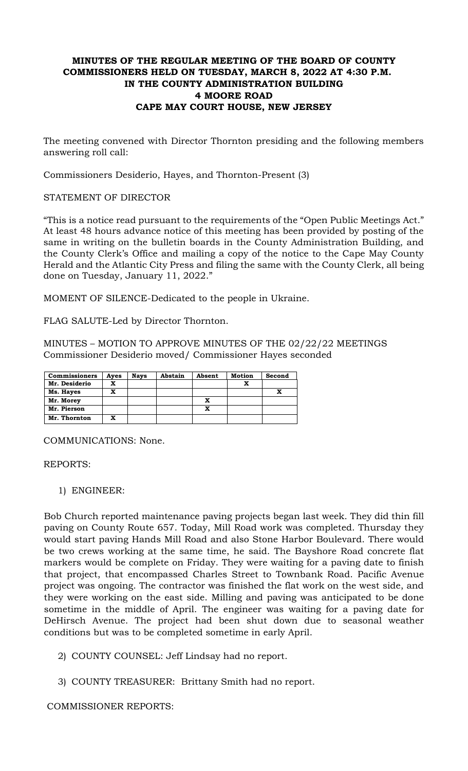**MINUTES OF THE REGULAR MEETING OF THE BOARD OF COUNTY COMMISSIONERS HELD ON TUESDAY, MARCH 8, 2022 AT 4:30 P.M. IN THE COUNTY ADMINISTRATION BUILDING 4 MOORE ROAD CAPE MAY COURT HOUSE, NEW JERSEY**

The meeting convened with Director Thornton presiding and the following members answering roll call:

Commissioners Desiderio, Hayes, and Thornton-Present (3)

STATEMENT OF DIRECTOR

"This is a notice read pursuant to the requirements of the "Open Public Meetings Act." At least 48 hours advance notice of this meeting has been provided by posting of the same in writing on the bulletin boards in the County Administration Building, and the County Clerk's Office and mailing a copy of the notice to the Cape May County Herald and the Atlantic City Press and filing the same with the County Clerk, all being done on Tuesday, January 11, 2022."

MOMENT OF SILENCE-Dedicated to the people in Ukraine.

FLAG SALUTE-Led by Director Thornton.

MINUTES – MOTION TO APPROVE MINUTES OF THE 02/22/22 MEETINGS
Commissioner Desiderio moved/ Commissioner Hayes seconded

| Commissioners | Ayes | Nays | Abstain | Absent | Motion | Second |
|---|---|---|---|---|---|---|
| Mr. Desiderio | X | | | | X | |
| Ms. Hayes | X | | | | | X |
| Mr. Morey | | | | X | | |
| Mr. Pierson | | | | X | | |
| Mr. Thornton | X | | | | | |

COMMUNICATIONS: None.

REPORTS:

1) ENGINEER:

Bob Church reported maintenance paving projects began last week. They did thin fill paving on County Route 657. Today, Mill Road work was completed. Thursday they would start paving Hands Mill Road and also Stone Harbor Boulevard. There would be two crews working at the same time, he said. The Bayshore Road concrete flat markers would be complete on Friday. They were waiting for a paving date to finish that project, that encompassed Charles Street to Townbank Road. Pacific Avenue project was ongoing. The contractor was finished the flat work on the west side, and they were working on the east side. Milling and paving was anticipated to be done sometime in the middle of April. The engineer was waiting for a paving date for DeHirsch Avenue. The project had been shut down due to seasonal weather conditions but was to be completed sometime in early April.

2) COUNTY COUNSEL: Jeff Lindsay had no report.

3) COUNTY TREASURER: Brittany Smith had no report.

COMMISSIONER REPORTS: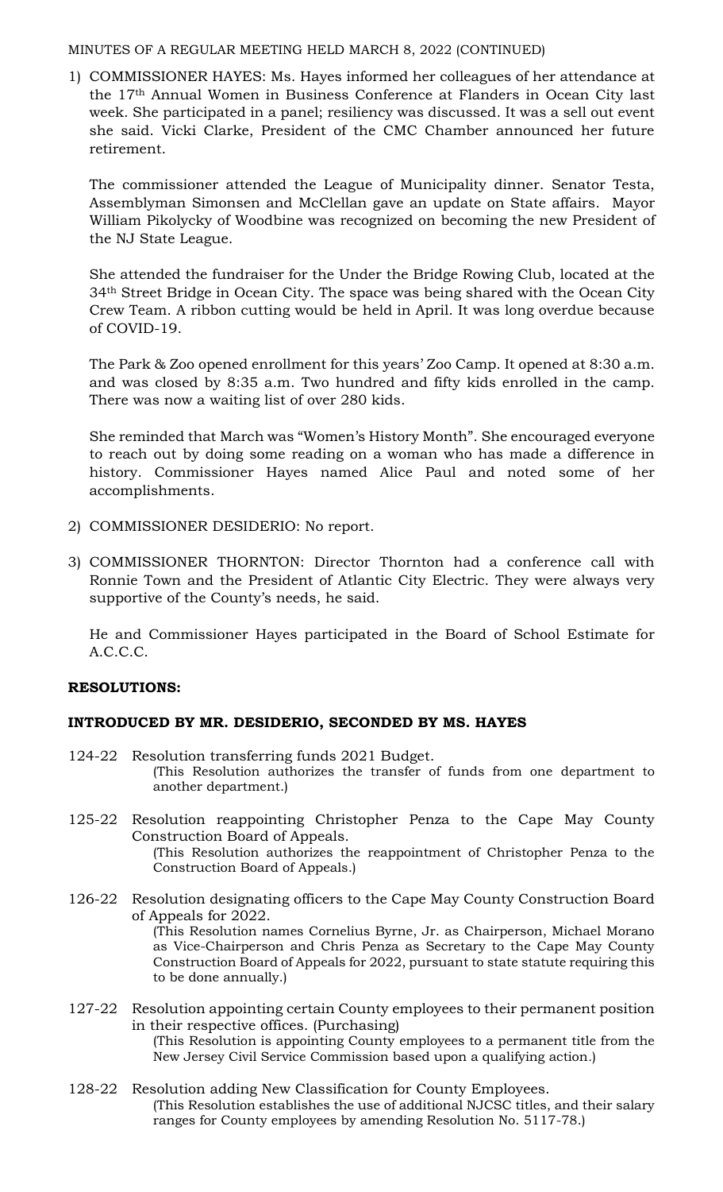MINUTES OF A REGULAR MEETING HELD MARCH 8, 2022 (CONTINUED)

1) COMMISSIONER HAYES: Ms. Hayes informed her colleagues of her attendance at the 17th Annual Women in Business Conference at Flanders in Ocean City last week. She participated in a panel; resiliency was discussed. It was a sell out event she said. Vicki Clarke, President of the CMC Chamber announced her future retirement.

   The commissioner attended the League of Municipality dinner. Senator Testa, Assemblyman Simonsen and McClellan gave an update on State affairs. Mayor William Pikolycky of Woodbine was recognized on becoming the new President of the NJ State League.

   She attended the fundraiser for the Under the Bridge Rowing Club, located at the 34th Street Bridge in Ocean City. The space was being shared with the Ocean City Crew Team. A ribbon cutting would be held in April. It was long overdue because of COVID-19.

   The Park & Zoo opened enrollment for this years' Zoo Camp. It opened at 8:30 a.m. and was closed by 8:35 a.m. Two hundred and fifty kids enrolled in the camp. There was now a waiting list of over 280 kids.

   She reminded that March was "Women's History Month". She encouraged everyone to reach out by doing some reading on a woman who has made a difference in history. Commissioner Hayes named Alice Paul and noted some of her accomplishments.

2) COMMISSIONER DESIDERIO: No report.

3) COMMISSIONER THORNTON: Director Thornton had a conference call with Ronnie Town and the President of Atlantic City Electric. They were always very supportive of the County's needs, he said.

   He and Commissioner Hayes participated in the Board of School Estimate for A.C.C.C.

**RESOLUTIONS:**

**INTRODUCED BY MR. DESIDERIO, SECONDED BY MS. HAYES**

124-22 Resolution transferring funds 2021 Budget.
(This Resolution authorizes the transfer of funds from one department to another department.)

125-22 Resolution reappointing Christopher Penza to the Cape May County Construction Board of Appeals.
(This Resolution authorizes the reappointment of Christopher Penza to the Construction Board of Appeals.)

126-22 Resolution designating officers to the Cape May County Construction Board of Appeals for 2022.
(This Resolution names Cornelius Byrne, Jr. as Chairperson, Michael Morano as Vice-Chairperson and Chris Penza as Secretary to the Cape May County Construction Board of Appeals for 2022, pursuant to state statute requiring this to be done annually.)

127-22 Resolution appointing certain County employees to their permanent position in their respective offices. (Purchasing)
(This Resolution is appointing County employees to a permanent title from the New Jersey Civil Service Commission based upon a qualifying action.)

128-22 Resolution adding New Classification for County Employees.
(This Resolution establishes the use of additional NJCSC titles, and their salary ranges for County employees by amending Resolution No. 5117-78.)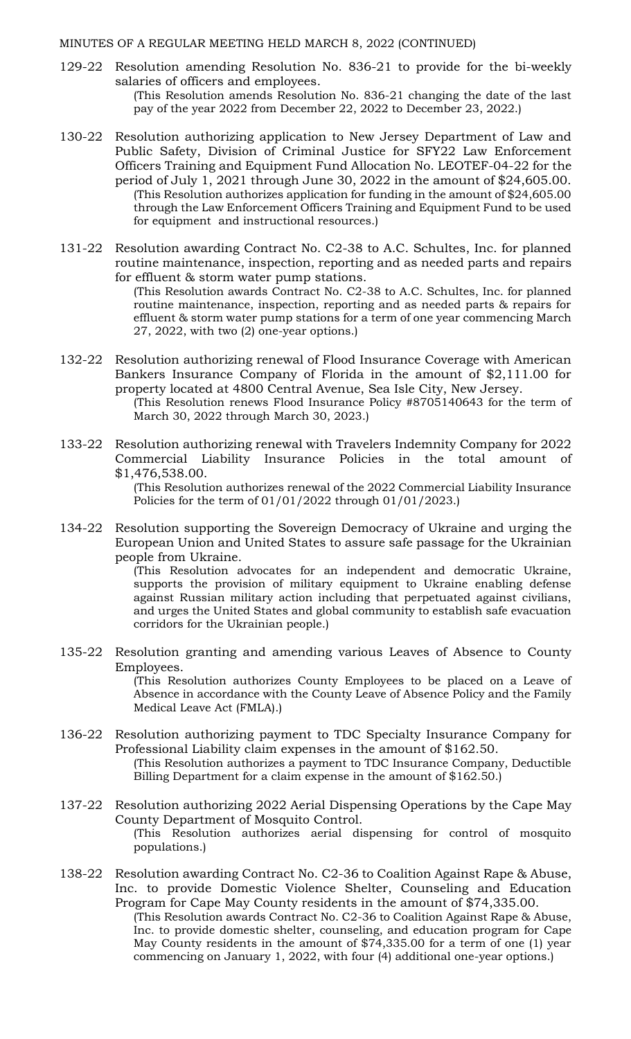MINUTES OF A REGULAR MEETING HELD MARCH 8, 2022 (CONTINUED)

129-22 Resolution amending Resolution No. 836-21 to provide for the bi-weekly salaries of officers and employees.
(This Resolution amends Resolution No. 836-21 changing the date of the last pay of the year 2022 from December 22, 2022 to December 23, 2022.)

130-22 Resolution authorizing application to New Jersey Department of Law and Public Safety, Division of Criminal Justice for SFY22 Law Enforcement Officers Training and Equipment Fund Allocation No. LEOTEF-04-22 for the period of July 1, 2021 through June 30, 2022 in the amount of $24,605.00.
(This Resolution authorizes application for funding in the amount of $24,605.00 through the Law Enforcement Officers Training and Equipment Fund to be used for equipment and instructional resources.)

131-22 Resolution awarding Contract No. C2-38 to A.C. Schultes, Inc. for planned routine maintenance, inspection, reporting and as needed parts and repairs for effluent & storm water pump stations.
(This Resolution awards Contract No. C2-38 to A.C. Schultes, Inc. for planned routine maintenance, inspection, reporting and as needed parts & repairs for effluent & storm water pump stations for a term of one year commencing March 27, 2022, with two (2) one-year options.)

132-22 Resolution authorizing renewal of Flood Insurance Coverage with American Bankers Insurance Company of Florida in the amount of $2,111.00 for property located at 4800 Central Avenue, Sea Isle City, New Jersey.
(This Resolution renews Flood Insurance Policy #8705140643 for the term of March 30, 2022 through March 30, 2023.)

133-22 Resolution authorizing renewal with Travelers Indemnity Company for 2022 Commercial Liability Insurance Policies in the total amount of $1,476,538.00.
(This Resolution authorizes renewal of the 2022 Commercial Liability Insurance Policies for the term of 01/01/2022 through 01/01/2023.)

134-22 Resolution supporting the Sovereign Democracy of Ukraine and urging the European Union and United States to assure safe passage for the Ukrainian people from Ukraine.
(This Resolution advocates for an independent and democratic Ukraine, supports the provision of military equipment to Ukraine enabling defense against Russian military action including that perpetuated against civilians, and urges the United States and global community to establish safe evacuation corridors for the Ukrainian people.)

135-22 Resolution granting and amending various Leaves of Absence to County Employees.
(This Resolution authorizes County Employees to be placed on a Leave of Absence in accordance with the County Leave of Absence Policy and the Family Medical Leave Act (FMLA).)

136-22 Resolution authorizing payment to TDC Specialty Insurance Company for Professional Liability claim expenses in the amount of $162.50.
(This Resolution authorizes a payment to TDC Insurance Company, Deductible Billing Department for a claim expense in the amount of $162.50.)

137-22 Resolution authorizing 2022 Aerial Dispensing Operations by the Cape May County Department of Mosquito Control.
(This Resolution authorizes aerial dispensing for control of mosquito populations.)

138-22 Resolution awarding Contract No. C2-36 to Coalition Against Rape & Abuse, Inc. to provide Domestic Violence Shelter, Counseling and Education Program for Cape May County residents in the amount of $74,335.00.
(This Resolution awards Contract No. C2-36 to Coalition Against Rape & Abuse, Inc. to provide domestic shelter, counseling, and education program for Cape May County residents in the amount of $74,335.00 for a term of one (1) year commencing on January 1, 2022, with four (4) additional one-year options.)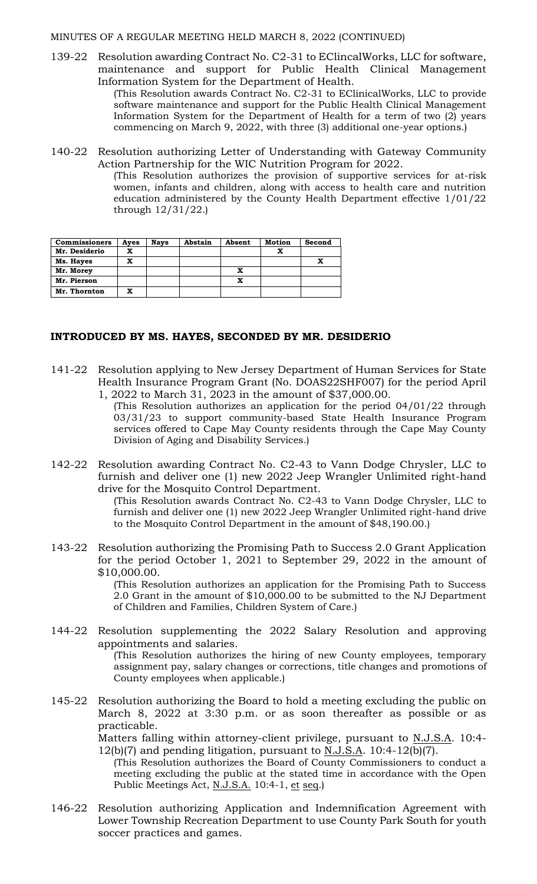MINUTES OF A REGULAR MEETING HELD MARCH 8, 2022 (CONTINUED)

139-22 Resolution awarding Contract No. C2-31 to EClincalWorks, LLC for software, maintenance and support for Public Health Clinical Management Information System for the Department of Health.

(This Resolution awards Contract No. C2-31 to EClinicalWorks, LLC to provide software maintenance and support for the Public Health Clinical Management Information System for the Department of Health for a term of two (2) years commencing on March 9, 2022, with three (3) additional one-year options.)

140-22 Resolution authorizing Letter of Understanding with Gateway Community Action Partnership for the WIC Nutrition Program for 2022.

(This Resolution authorizes the provision of supportive services for at-risk women, infants and children, along with access to health care and nutrition education administered by the County Health Department effective 1/01/22 through 12/31/22.)

| Commissioners | Ayes | Nays | Abstain | Absent | Motion | Second |
|---|---|---|---|---|---|---|
| Mr. Desiderio | X | | | | X | |
| Ms. Hayes | X | | | | | X |
| Mr. Morey | | | | X | | |
| Mr. Pierson | | | | X | | |
| Mr. Thornton | X | | | | | |

**INTRODUCED BY MS. HAYES, SECONDED BY MR. DESIDERIO**

141-22 Resolution applying to New Jersey Department of Human Services for State Health Insurance Program Grant (No. DOAS22SHF007) for the period April 1, 2022 to March 31, 2023 in the amount of $37,000.00.

(This Resolution authorizes an application for the period 04/01/22 through 03/31/23 to support community-based State Health Insurance Program services offered to Cape May County residents through the Cape May County Division of Aging and Disability Services.)

142-22 Resolution awarding Contract No. C2-43 to Vann Dodge Chrysler, LLC to furnish and deliver one (1) new 2022 Jeep Wrangler Unlimited right-hand drive for the Mosquito Control Department.

(This Resolution awards Contract No. C2-43 to Vann Dodge Chrysler, LLC to furnish and deliver one (1) new 2022 Jeep Wrangler Unlimited right-hand drive to the Mosquito Control Department in the amount of $48,190.00.)

143-22 Resolution authorizing the Promising Path to Success 2.0 Grant Application for the period October 1, 2021 to September 29, 2022 in the amount of $10,000.00.

(This Resolution authorizes an application for the Promising Path to Success 2.0 Grant in the amount of $10,000.00 to be submitted to the NJ Department of Children and Families, Children System of Care.)

144-22 Resolution supplementing the 2022 Salary Resolution and approving appointments and salaries.

(This Resolution authorizes the hiring of new County employees, temporary assignment pay, salary changes or corrections, title changes and promotions of County employees when applicable.)

145-22 Resolution authorizing the Board to hold a meeting excluding the public on March 8, 2022 at 3:30 p.m. or as soon thereafter as possible or as practicable.

Matters falling within attorney-client privilege, pursuant to N.J.S.A. 10:4-12(b)(7) and pending litigation, pursuant to N.J.S.A. 10:4-12(b)(7).

(This Resolution authorizes the Board of County Commissioners to conduct a meeting excluding the public at the stated time in accordance with the Open Public Meetings Act, N.J.S.A. 10:4-1, et seq.)

146-22 Resolution authorizing Application and Indemnification Agreement with Lower Township Recreation Department to use County Park South for youth soccer practices and games.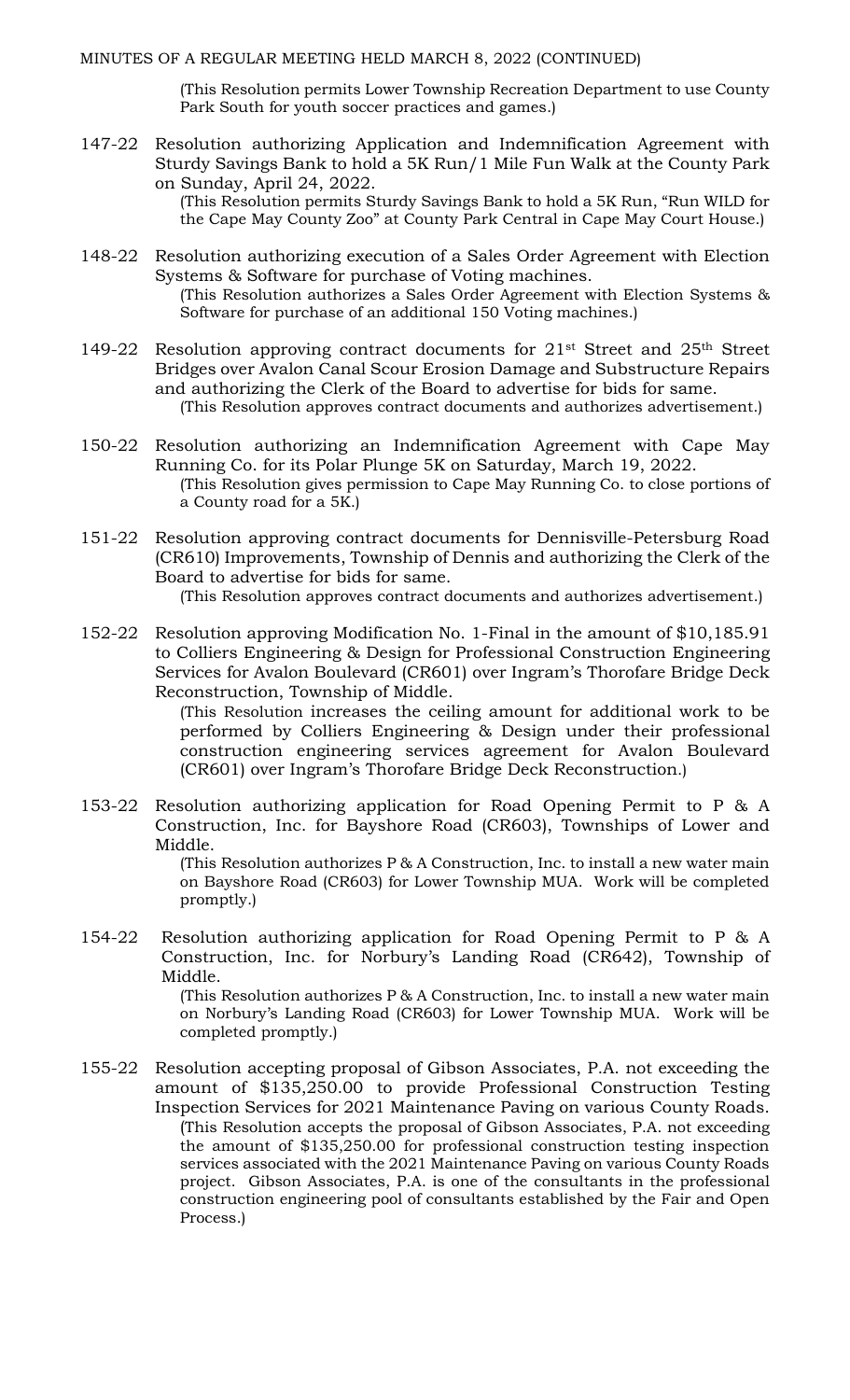(This Resolution permits Lower Township Recreation Department to use County Park South for youth soccer practices and games.)

147-22 Resolution authorizing Application and Indemnification Agreement with Sturdy Savings Bank to hold a 5K Run/1 Mile Fun Walk at the County Park on Sunday, April 24, 2022.
(This Resolution permits Sturdy Savings Bank to hold a 5K Run, "Run WILD for the Cape May County Zoo" at County Park Central in Cape May Court House.)

148-22 Resolution authorizing execution of a Sales Order Agreement with Election Systems & Software for purchase of Voting machines.
(This Resolution authorizes a Sales Order Agreement with Election Systems & Software for purchase of an additional 150 Voting machines.)

149-22 Resolution approving contract documents for 21st Street and 25th Street Bridges over Avalon Canal Scour Erosion Damage and Substructure Repairs and authorizing the Clerk of the Board to advertise for bids for same.
(This Resolution approves contract documents and authorizes advertisement.)

150-22 Resolution authorizing an Indemnification Agreement with Cape May Running Co. for its Polar Plunge 5K on Saturday, March 19, 2022.
(This Resolution gives permission to Cape May Running Co. to close portions of a County road for a 5K.)

151-22 Resolution approving contract documents for Dennisville-Petersburg Road (CR610) Improvements, Township of Dennis and authorizing the Clerk of the Board to advertise for bids for same.
(This Resolution approves contract documents and authorizes advertisement.)

152-22 Resolution approving Modification No. 1-Final in the amount of $10,185.91 to Colliers Engineering & Design for Professional Construction Engineering Services for Avalon Boulevard (CR601) over Ingram's Thorofare Bridge Deck Reconstruction, Township of Middle.
(This Resolution increases the ceiling amount for additional work to be performed by Colliers Engineering & Design under their professional construction engineering services agreement for Avalon Boulevard (CR601) over Ingram's Thorofare Bridge Deck Reconstruction.)

153-22 Resolution authorizing application for Road Opening Permit to P & A Construction, Inc. for Bayshore Road (CR603), Townships of Lower and Middle.
(This Resolution authorizes P & A Construction, Inc. to install a new water main on Bayshore Road (CR603) for Lower Township MUA. Work will be completed promptly.)

154-22 Resolution authorizing application for Road Opening Permit to P & A Construction, Inc. for Norbury's Landing Road (CR642), Township of Middle.
(This Resolution authorizes P & A Construction, Inc. to install a new water main on Norbury's Landing Road (CR603) for Lower Township MUA. Work will be completed promptly.)

155-22 Resolution accepting proposal of Gibson Associates, P.A. not exceeding the amount of $135,250.00 to provide Professional Construction Testing Inspection Services for 2021 Maintenance Paving on various County Roads.
(This Resolution accepts the proposal of Gibson Associates, P.A. not exceeding the amount of $135,250.00 for professional construction testing inspection services associated with the 2021 Maintenance Paving on various County Roads project. Gibson Associates, P.A. is one of the consultants in the professional construction engineering pool of consultants established by the Fair and Open Process.)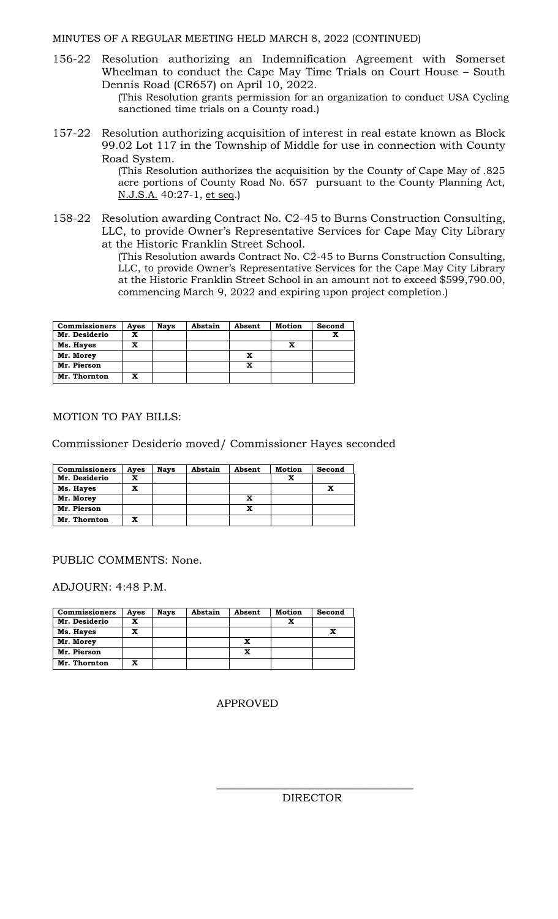MINUTES OF A REGULAR MEETING HELD MARCH 8, 2022 (CONTINUED)

156-22 Resolution authorizing an Indemnification Agreement with Somerset Wheelman to conduct the Cape May Time Trials on Court House – South Dennis Road (CR657) on April 10, 2022.

(This Resolution grants permission for an organization to conduct USA Cycling sanctioned time trials on a County road.)

157-22 Resolution authorizing acquisition of interest in real estate known as Block 99.02 Lot 117 in the Township of Middle for use in connection with County Road System.

(This Resolution authorizes the acquisition by the County of Cape May of .825 acre portions of County Road No. 657 pursuant to the County Planning Act, N.J.S.A. 40:27-1, et seq.)

158-22 Resolution awarding Contract No. C2-45 to Burns Construction Consulting, LLC, to provide Owner's Representative Services for Cape May City Library at the Historic Franklin Street School.

(This Resolution awards Contract No. C2-45 to Burns Construction Consulting, LLC, to provide Owner's Representative Services for the Cape May City Library at the Historic Franklin Street School in an amount not to exceed $599,790.00, commencing March 9, 2022 and expiring upon project completion.)

| Commissioners | Ayes | Nays | Abstain | Absent | Motion | Second |
|---|---|---|---|---|---|---|
| Mr. Desiderio | X | | | | | X |
| Ms. Hayes | X | | | | X | |
| Mr. Morey | | | | X | | |
| Mr. Pierson | | | | X | | |
| Mr. Thornton | X | | | | | |

MOTION TO PAY BILLS:

Commissioner Desiderio moved/ Commissioner Hayes seconded

| Commissioners | Ayes | Nays | Abstain | Absent | Motion | Second |
|---|---|---|---|---|---|---|
| Mr. Desiderio | X | | | | X | |
| Ms. Hayes | X | | | | | X |
| Mr. Morey | | | | X | | |
| Mr. Pierson | | | | X | | |
| Mr. Thornton | X | | | | | |

PUBLIC COMMENTS: None.

ADJOURN: 4:48 P.M.

| Commissioners | Ayes | Nays | Abstain | Absent | Motion | Second |
|---|---|---|---|---|---|---|
| Mr. Desiderio | X | | | | X | |
| Ms. Hayes | X | | | | | X |
| Mr. Morey | | | | X | | |
| Mr. Pierson | | | | X | | |
| Mr. Thornton | X | | | | | |

APPROVED

_________________________________

DIRECTOR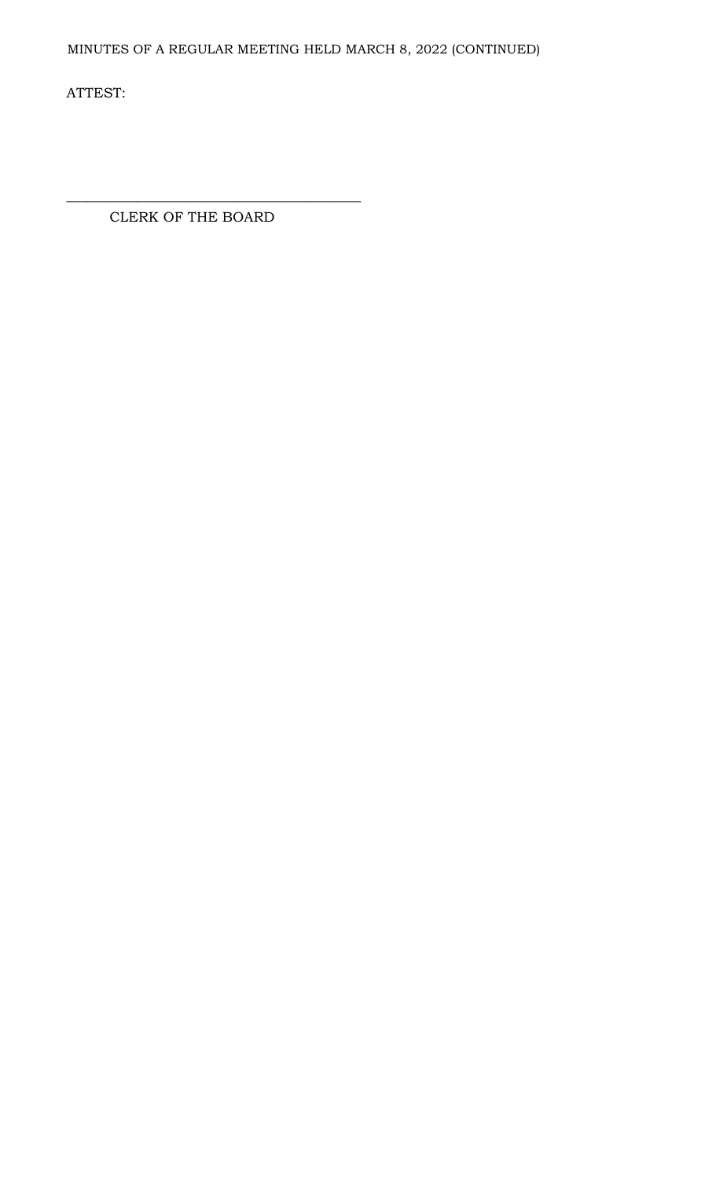ATTEST:

\_\_\_\_\_\_\_\_\_\_\_\_\_\_\_\_\_\_\_\_\_\_\_\_\_\_\_\_\_\_\_\_\_\_\_\_\_\_\_\_

CLERK OF THE BOARD